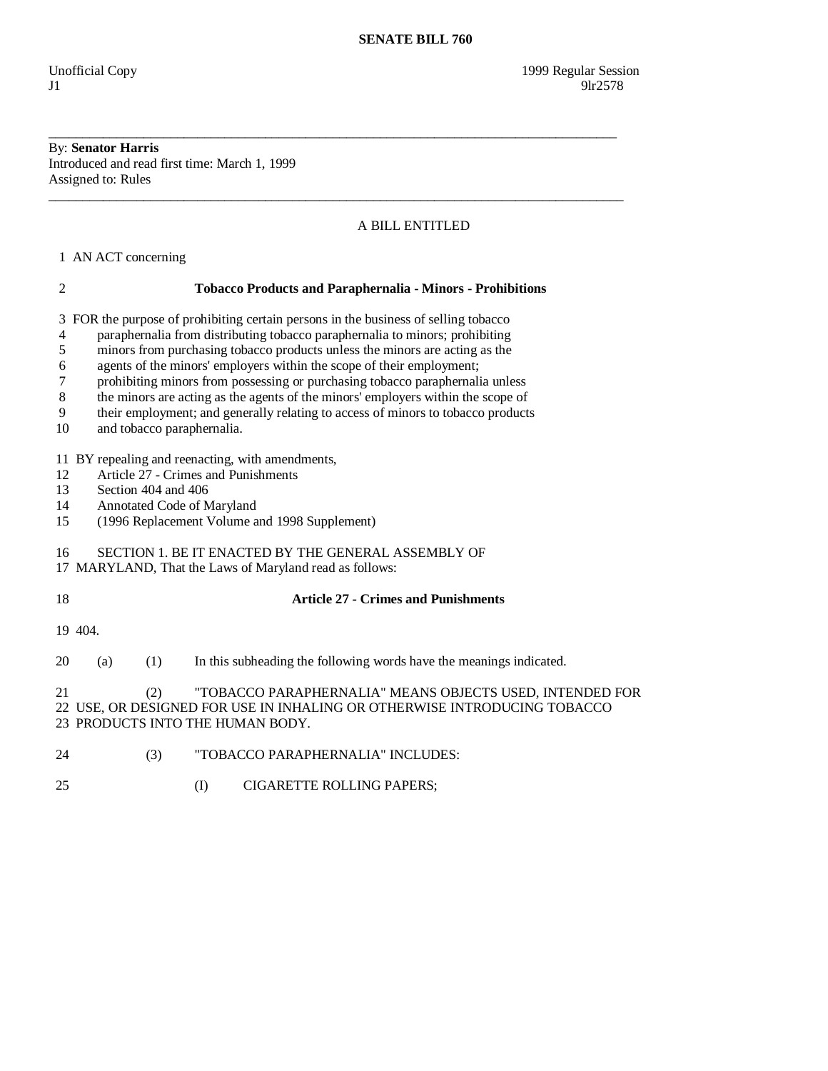**SENATE BILL 760**

Unofficial Copy 1999 Regular Session
J1 9lr2578

---

By: **Senator Harris**
Introduced and read first time: March 1, 1999
Assigned to: Rules

---

A BILL ENTITLED

1 AN ACT concerning

2 **Tobacco Products and Paraphernalia - Minors - Prohibitions**

3 FOR the purpose of prohibiting certain persons in the business of selling tobacco
4 paraphernalia from distributing tobacco paraphernalia to minors; prohibiting
5 minors from purchasing tobacco products unless the minors are acting as the
6 agents of the minors' employers within the scope of their employment;
7 prohibiting minors from possessing or purchasing tobacco paraphernalia unless
8 the minors are acting as the agents of the minors' employers within the scope of
9 their employment; and generally relating to access of minors to tobacco products
10 and tobacco paraphernalia.

11 BY repealing and reenacting, with amendments,
12 Article 27 - Crimes and Punishments
13 Section 404 and 406
14 Annotated Code of Maryland
15 (1996 Replacement Volume and 1998 Supplement)

16 SECTION 1. BE IT ENACTED BY THE GENERAL ASSEMBLY OF
17 MARYLAND, That the Laws of Maryland read as follows:

18 **Article 27 - Crimes and Punishments**

19 404.

20 (a) (1) In this subheading the following words have the meanings indicated.

21 (2) "TOBACCO PARAPHERNALIA" MEANS OBJECTS USED, INTENDED FOR
22 USE, OR DESIGNED FOR USE IN INHALING OR OTHERWISE INTRODUCING TOBACCO
23 PRODUCTS INTO THE HUMAN BODY.

24 (3) "TOBACCO PARAPHERNALIA" INCLUDES:

25 (I) CIGARETTE ROLLING PAPERS;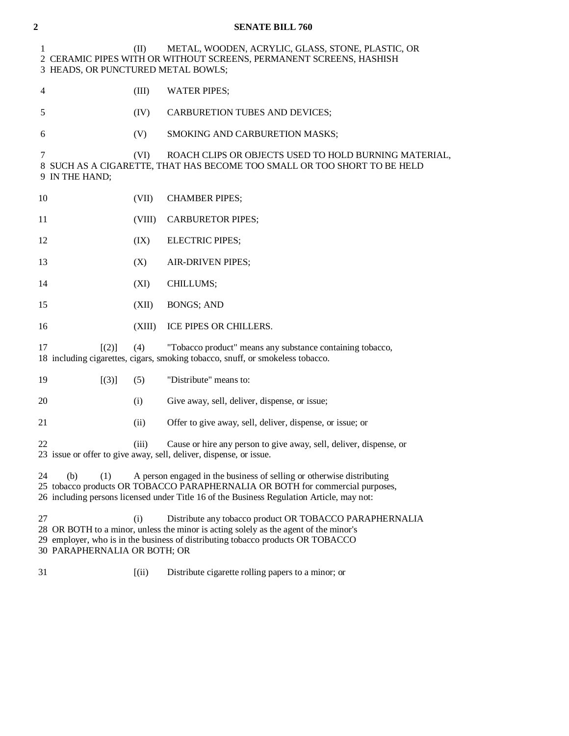(II) METAL, WOODEN, ACRYLIC, GLASS, STONE, PLASTIC, OR CERAMIC PIPES WITH OR WITHOUT SCREENS, PERMANENT SCREENS, HASHISH HEADS, OR PUNCTURED METAL BOWLS;

(III) WATER PIPES;

(IV) CARBURETION TUBES AND DEVICES;

(V) SMOKING AND CARBURETION MASKS;

(VI) ROACH CLIPS OR OBJECTS USED TO HOLD BURNING MATERIAL, SUCH AS A CIGARETTE, THAT HAS BECOME TOO SMALL OR TOO SHORT TO BE HELD IN THE HAND;

(VII) CHAMBER PIPES;

(VIII) CARBURETOR PIPES;

(IX) ELECTRIC PIPES;

(X) AIR-DRIVEN PIPES;

(XI) CHILLUMS;

(XII) BONGS; AND

(XIII) ICE PIPES OR CHILLERS.

[(2)] (4) "Tobacco product" means any substance containing tobacco, including cigarettes, cigars, smoking tobacco, snuff, or smokeless tobacco.

[(3)] (5) "Distribute" means to:

(i) Give away, sell, deliver, dispense, or issue;

(ii) Offer to give away, sell, deliver, dispense, or issue; or

(iii) Cause or hire any person to give away, sell, deliver, dispense, or issue or offer to give away, sell, deliver, dispense, or issue.

(b) (1) A person engaged in the business of selling or otherwise distributing tobacco products OR TOBACCO PARAPHERNALIA OR BOTH for commercial purposes, including persons licensed under Title 16 of the Business Regulation Article, may not:

(i) Distribute any tobacco product OR TOBACCO PARAPHERNALIA OR BOTH to a minor, unless the minor is acting solely as the agent of the minor's employer, who is in the business of distributing tobacco products OR TOBACCO PARAPHERNALIA OR BOTH; OR

[(ii) Distribute cigarette rolling papers to a minor; or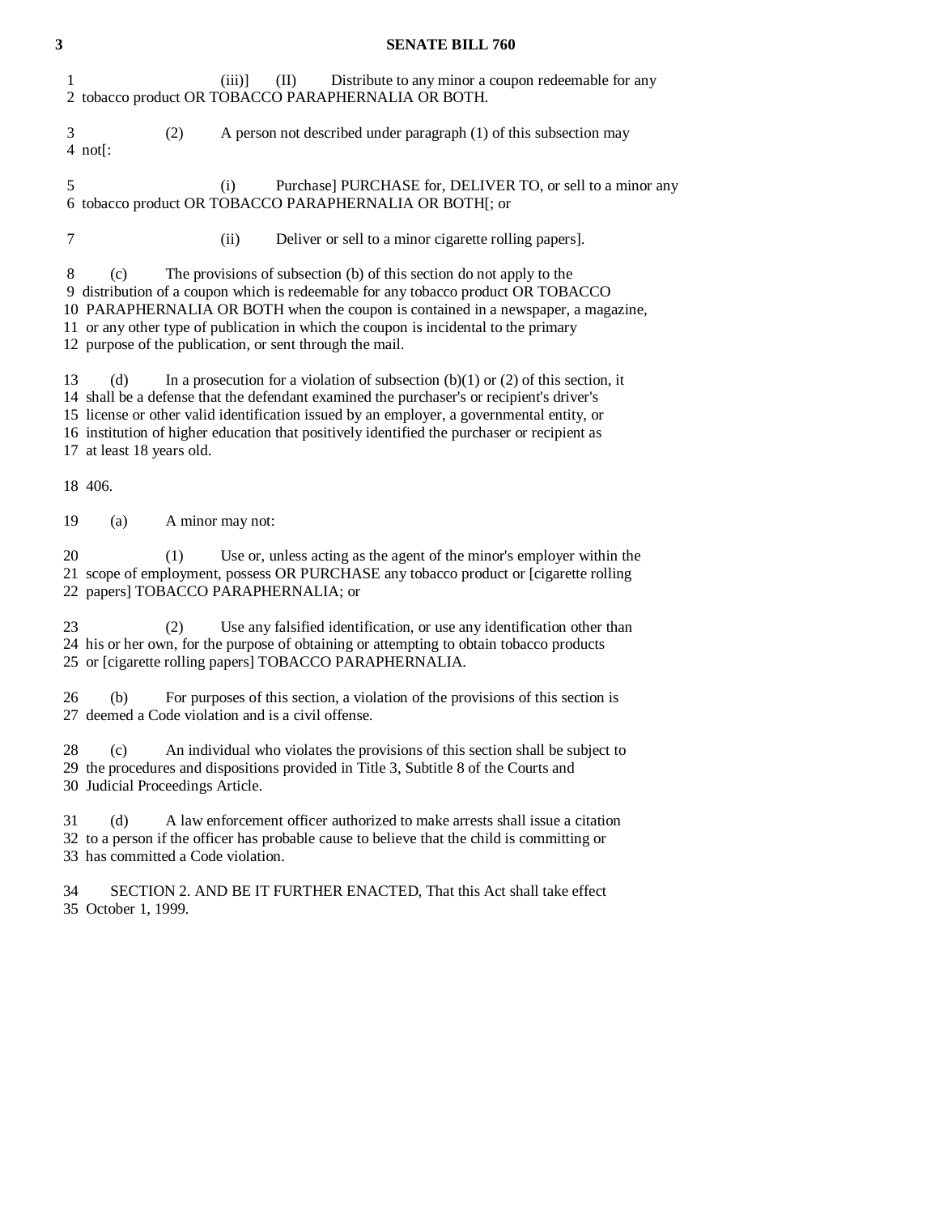(iii)] (II) Distribute to any minor a coupon redeemable for any tobacco product OR TOBACCO PARAPHERNALIA OR BOTH.

(2) A person not described under paragraph (1) of this subsection may not[:

(i) Purchase] PURCHASE for, DELIVER TO, or sell to a minor any tobacco product OR TOBACCO PARAPHERNALIA OR BOTH[; or

(ii) Deliver or sell to a minor cigarette rolling papers].

(c) The provisions of subsection (b) of this section do not apply to the distribution of a coupon which is redeemable for any tobacco product OR TOBACCO PARAPHERNALIA OR BOTH when the coupon is contained in a newspaper, a magazine, or any other type of publication in which the coupon is incidental to the primary purpose of the publication, or sent through the mail.

(d) In a prosecution for a violation of subsection (b)(1) or (2) of this section, it shall be a defense that the defendant examined the purchaser's or recipient's driver's license or other valid identification issued by an employer, a governmental entity, or institution of higher education that positively identified the purchaser or recipient as at least 18 years old.

406.

(a) A minor may not:

(1) Use or, unless acting as the agent of the minor's employer within the scope of employment, possess OR PURCHASE any tobacco product or [cigarette rolling papers] TOBACCO PARAPHERNALIA; or

(2) Use any falsified identification, or use any identification other than his or her own, for the purpose of obtaining or attempting to obtain tobacco products or [cigarette rolling papers] TOBACCO PARAPHERNALIA.

(b) For purposes of this section, a violation of the provisions of this section is deemed a Code violation and is a civil offense.

(c) An individual who violates the provisions of this section shall be subject to the procedures and dispositions provided in Title 3, Subtitle 8 of the Courts and Judicial Proceedings Article.

(d) A law enforcement officer authorized to make arrests shall issue a citation to a person if the officer has probable cause to believe that the child is committing or has committed a Code violation.

SECTION 2. AND BE IT FURTHER ENACTED, That this Act shall take effect October 1, 1999.